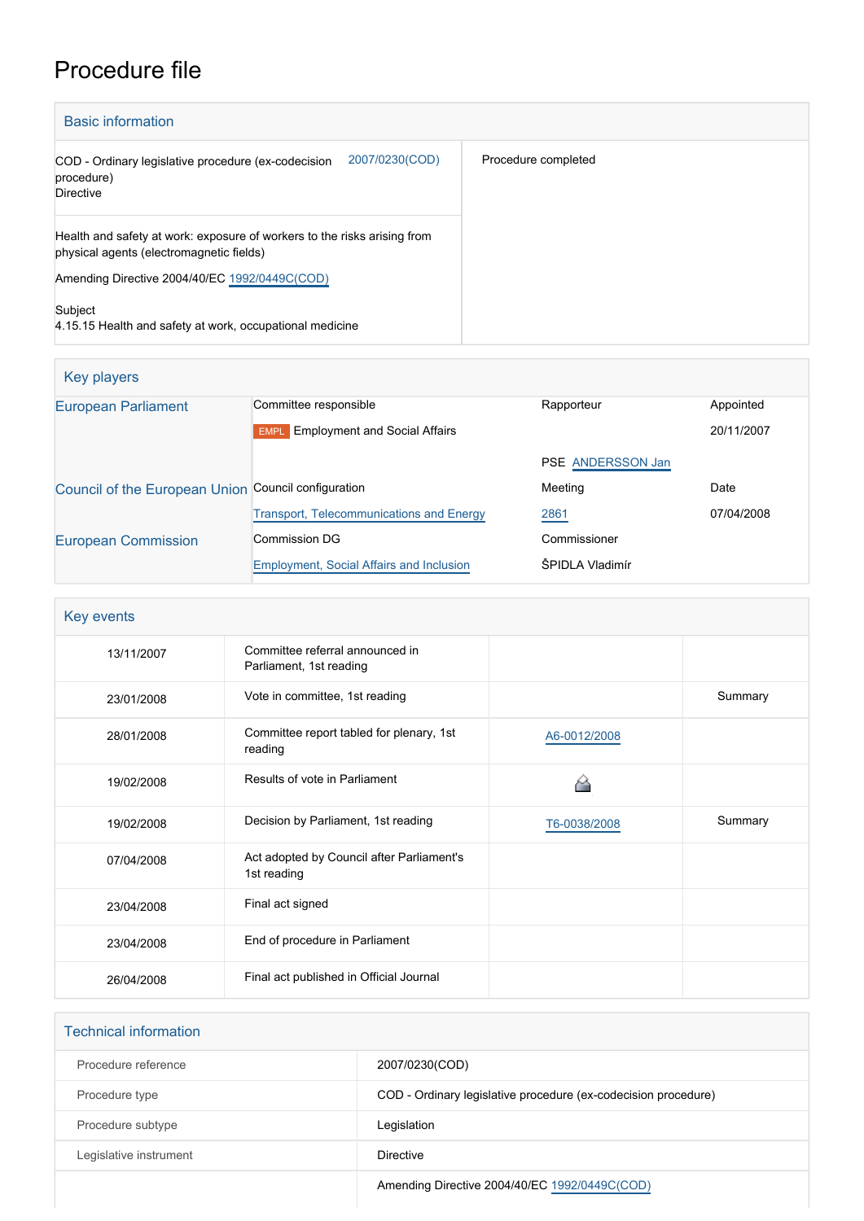# Procedure file

## Basic information

| | |
|---|---|
| COD - Ordinary legislative procedure (ex-codecision procedure)<br>Directive 2007/0230(COD) | Procedure completed |
| Health and safety at work: exposure of workers to the risks arising from physical agents (electromagnetic fields)<br><br>Amending Directive 2004/40/EC 1992/0449C(COD)<br><br>Subject<br>4.15.15 Health and safety at work, occupational medicine | |

## Key players

| | | | |
|---|---|---|---|
| European Parliament | Committee responsible | Rapporteur | Appointed |
| | EMPL Employment and Social Affairs | | 20/11/2007 |
| | | PSE ANDERSSON Jan | |
| Council of the European Union | Council configuration | Meeting | Date |
| | Transport, Telecommunications and Energy | 2861 | 07/04/2008 |
| European Commission | Commission DG | Commissioner | |
| | Employment, Social Affairs and Inclusion | ŠPIDLA Vladimír | |

## Key events

| | | | |
|---|---|---|---|
| 13/11/2007 | Committee referral announced in Parliament, 1st reading | | |
| 23/01/2008 | Vote in committee, 1st reading | | Summary |
| 28/01/2008 | Committee report tabled for plenary, 1st reading | A6-0012/2008 | |
| 19/02/2008 | Results of vote in Parliament | | |
| 19/02/2008 | Decision by Parliament, 1st reading | T6-0038/2008 | Summary |
| 07/04/2008 | Act adopted by Council after Parliament's 1st reading | | |
| 23/04/2008 | Final act signed | | |
| 23/04/2008 | End of procedure in Parliament | | |
| 26/04/2008 | Final act published in Official Journal | | |

## Technical information

| | |
|---|---|
| Procedure reference | 2007/0230(COD) |
| Procedure type | COD - Ordinary legislative procedure (ex-codecision procedure) |
| Procedure subtype | Legislation |
| Legislative instrument | Directive |
| | Amending Directive 2004/40/EC 1992/0449C(COD) |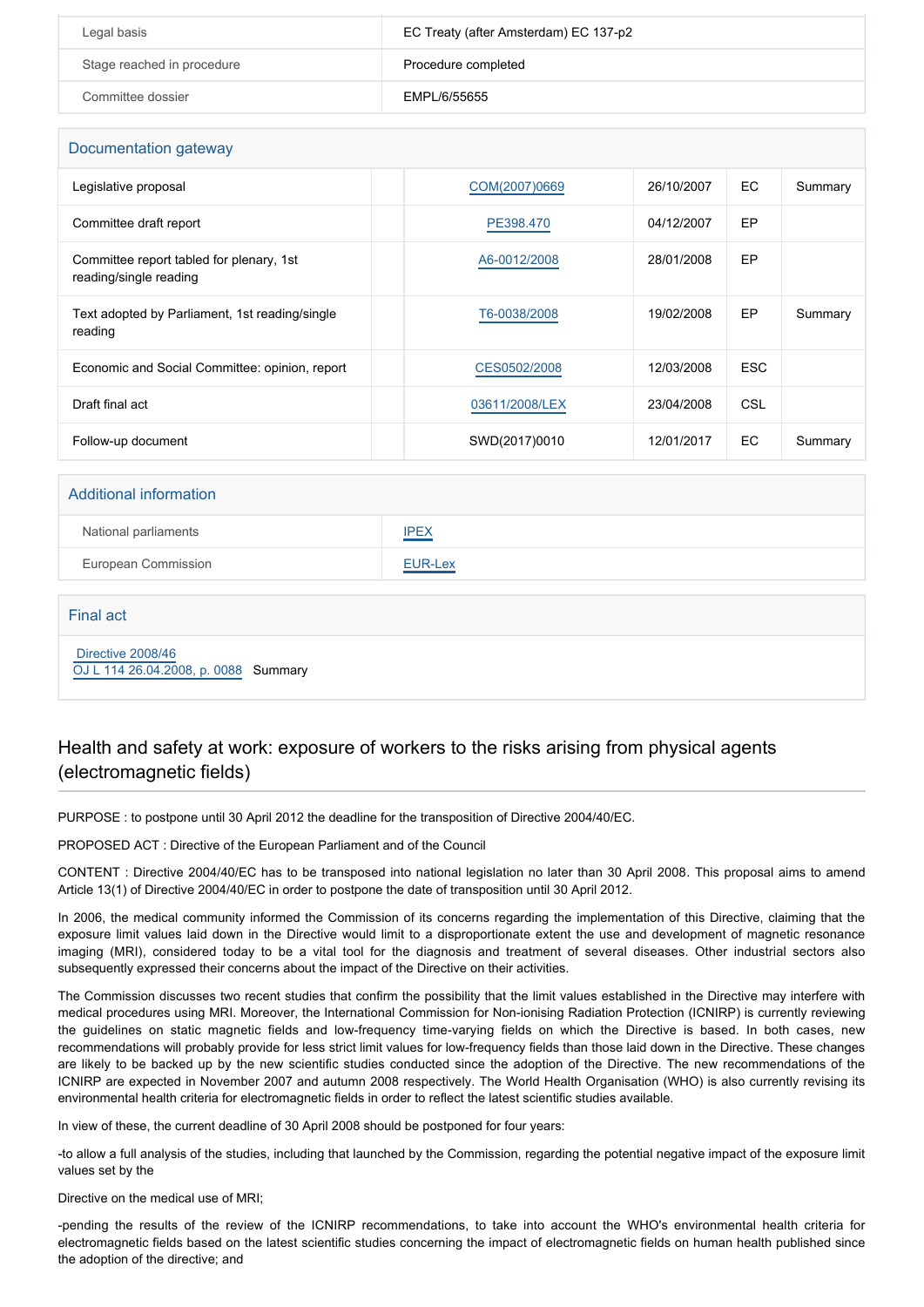| | |
|---|---|
| Legal basis | EC Treaty (after Amsterdam) EC 137-p2 |
| Stage reached in procedure | Procedure completed |
| Committee dossier | EMPL/6/55655 |

## Documentation gateway

| | | | | | |
|---|---|---|---|---|---|
| Legislative proposal | | COM(2007)0669 | 26/10/2007 | EC | Summary |
| Committee draft report | | PE398.470 | 04/12/2007 | EP | |
| Committee report tabled for plenary, 1st reading/single reading | | A6-0012/2008 | 28/01/2008 | EP | |
| Text adopted by Parliament, 1st reading/single reading | | T6-0038/2008 | 19/02/2008 | EP | Summary |
| Economic and Social Committee: opinion, report | | CES0502/2008 | 12/03/2008 | ESC | |
| Draft final act | | 03611/2008/LEX | 23/04/2008 | CSL | |
| Follow-up document | | SWD(2017)0010 | 12/01/2017 | EC | Summary |

## Additional information

| | |
|---|---|
| National parliaments | IPEX |
| European Commission | EUR-Lex |

## Final act

Directive 2008/46
OJ L 114 26.04.2008, p. 0088 Summary

## Health and safety at work: exposure of workers to the risks arising from physical agents (electromagnetic fields)

PURPOSE : to postpone until 30 April 2012 the deadline for the transposition of Directive 2004/40/EC.

PROPOSED ACT : Directive of the European Parliament and of the Council

CONTENT : Directive 2004/40/EC has to be transposed into national legislation no later than 30 April 2008. This proposal aims to amend Article 13(1) of Directive 2004/40/EC in order to postpone the date of transposition until 30 April 2012.

In 2006, the medical community informed the Commission of its concerns regarding the implementation of this Directive, claiming that the exposure limit values laid down in the Directive would limit to a disproportionate extent the use and development of magnetic resonance imaging (MRI), considered today to be a vital tool for the diagnosis and treatment of several diseases. Other industrial sectors also subsequently expressed their concerns about the impact of the Directive on their activities.

The Commission discusses two recent studies that confirm the possibility that the limit values established in the Directive may interfere with medical procedures using MRI. Moreover, the International Commission for Non-ionising Radiation Protection (ICNIRP) is currently reviewing the guidelines on static magnetic fields and low-frequency time-varying fields on which the Directive is based. In both cases, new recommendations will probably provide for less strict limit values for low-frequency fields than those laid down in the Directive. These changes are likely to be backed up by the new scientific studies conducted since the adoption of the Directive. The new recommendations of the ICNIRP are expected in November 2007 and autumn 2008 respectively. The World Health Organisation (WHO) is also currently revising its environmental health criteria for electromagnetic fields in order to reflect the latest scientific studies available.

In view of these, the current deadline of 30 April 2008 should be postponed for four years:

-to allow a full analysis of the studies, including that launched by the Commission, regarding the potential negative impact of the exposure limit values set by the

Directive on the medical use of MRI;

-pending the results of the review of the ICNIRP recommendations, to take into account the WHO's environmental health criteria for electromagnetic fields based on the latest scientific studies concerning the impact of electromagnetic fields on human health published since the adoption of the directive; and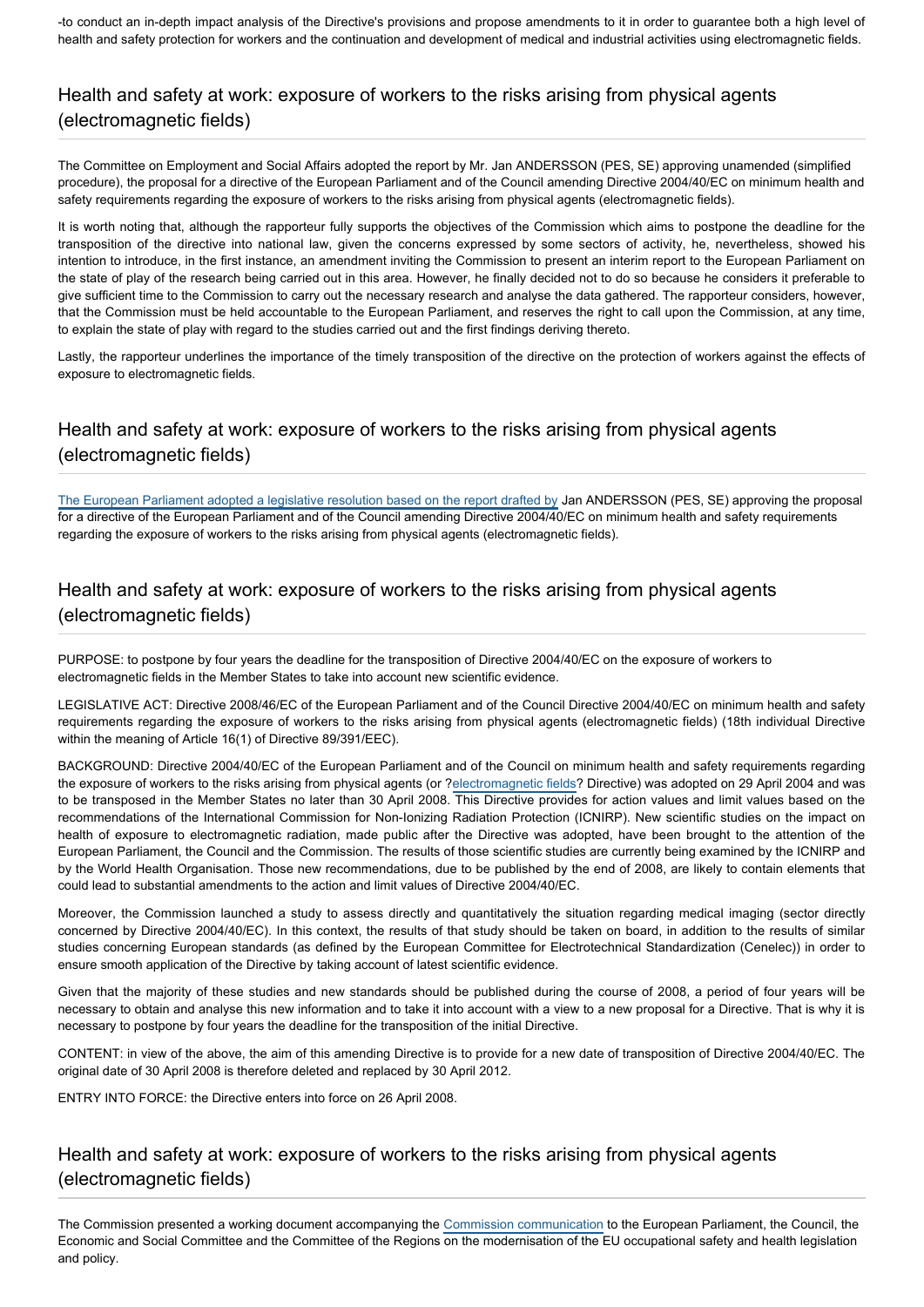-to conduct an in-depth impact analysis of the Directive's provisions and propose amendments to it in order to guarantee both a high level of health and safety protection for workers and the continuation and development of medical and industrial activities using electromagnetic fields.

## Health and safety at work: exposure of workers to the risks arising from physical agents (electromagnetic fields)

The Committee on Employment and Social Affairs adopted the report by Mr. Jan ANDERSSON (PES, SE) approving unamended (simplified procedure), the proposal for a directive of the European Parliament and of the Council amending Directive 2004/40/EC on minimum health and safety requirements regarding the exposure of workers to the risks arising from physical agents (electromagnetic fields).

It is worth noting that, although the rapporteur fully supports the objectives of the Commission which aims to postpone the deadline for the transposition of the directive into national law, given the concerns expressed by some sectors of activity, he, nevertheless, showed his intention to introduce, in the first instance, an amendment inviting the Commission to present an interim report to the European Parliament on the state of play of the research being carried out in this area. However, he finally decided not to do so because he considers it preferable to give sufficient time to the Commission to carry out the necessary research and analyse the data gathered. The rapporteur considers, however, that the Commission must be held accountable to the European Parliament, and reserves the right to call upon the Commission, at any time, to explain the state of play with regard to the studies carried out and the first findings deriving thereto.

Lastly, the rapporteur underlines the importance of the timely transposition of the directive on the protection of workers against the effects of exposure to electromagnetic fields.

## Health and safety at work: exposure of workers to the risks arising from physical agents (electromagnetic fields)

The European Parliament adopted a legislative resolution based on the report drafted by Jan ANDERSSON (PES, SE) approving the proposal for a directive of the European Parliament and of the Council amending Directive 2004/40/EC on minimum health and safety requirements regarding the exposure of workers to the risks arising from physical agents (electromagnetic fields).

## Health and safety at work: exposure of workers to the risks arising from physical agents (electromagnetic fields)

PURPOSE: to postpone by four years the deadline for the transposition of Directive 2004/40/EC on the exposure of workers to electromagnetic fields in the Member States to take into account new scientific evidence.

LEGISLATIVE ACT: Directive 2008/46/EC of the European Parliament and of the Council Directive 2004/40/EC on minimum health and safety requirements regarding the exposure of workers to the risks arising from physical agents (electromagnetic fields) (18th individual Directive within the meaning of Article 16(1) of Directive 89/391/EEC).

BACKGROUND: Directive 2004/40/EC of the European Parliament and of the Council on minimum health and safety requirements regarding the exposure of workers to the risks arising from physical agents (or ?electromagnetic fields? Directive) was adopted on 29 April 2004 and was to be transposed in the Member States no later than 30 April 2008. This Directive provides for action values and limit values based on the recommendations of the International Commission for Non-Ionizing Radiation Protection (ICNIRP). New scientific studies on the impact on health of exposure to electromagnetic radiation, made public after the Directive was adopted, have been brought to the attention of the European Parliament, the Council and the Commission. The results of those scientific studies are currently being examined by the ICNIRP and by the World Health Organisation. Those new recommendations, due to be published by the end of 2008, are likely to contain elements that could lead to substantial amendments to the action and limit values of Directive 2004/40/EC.

Moreover, the Commission launched a study to assess directly and quantitatively the situation regarding medical imaging (sector directly concerned by Directive 2004/40/EC). In this context, the results of that study should be taken on board, in addition to the results of similar studies concerning European standards (as defined by the European Committee for Electrotechnical Standardization (Cenelec)) in order to ensure smooth application of the Directive by taking account of latest scientific evidence.

Given that the majority of these studies and new standards should be published during the course of 2008, a period of four years will be necessary to obtain and analyse this new information and to take it into account with a view to a new proposal for a Directive. That is why it is necessary to postpone by four years the deadline for the transposition of the initial Directive.

CONTENT: in view of the above, the aim of this amending Directive is to provide for a new date of transposition of Directive 2004/40/EC. The original date of 30 April 2008 is therefore deleted and replaced by 30 April 2012.

ENTRY INTO FORCE: the Directive enters into force on 26 April 2008.

## Health and safety at work: exposure of workers to the risks arising from physical agents (electromagnetic fields)

The Commission presented a working document accompanying the Commission communication to the European Parliament, the Council, the Economic and Social Committee and the Committee of the Regions on the modernisation of the EU occupational safety and health legislation and policy.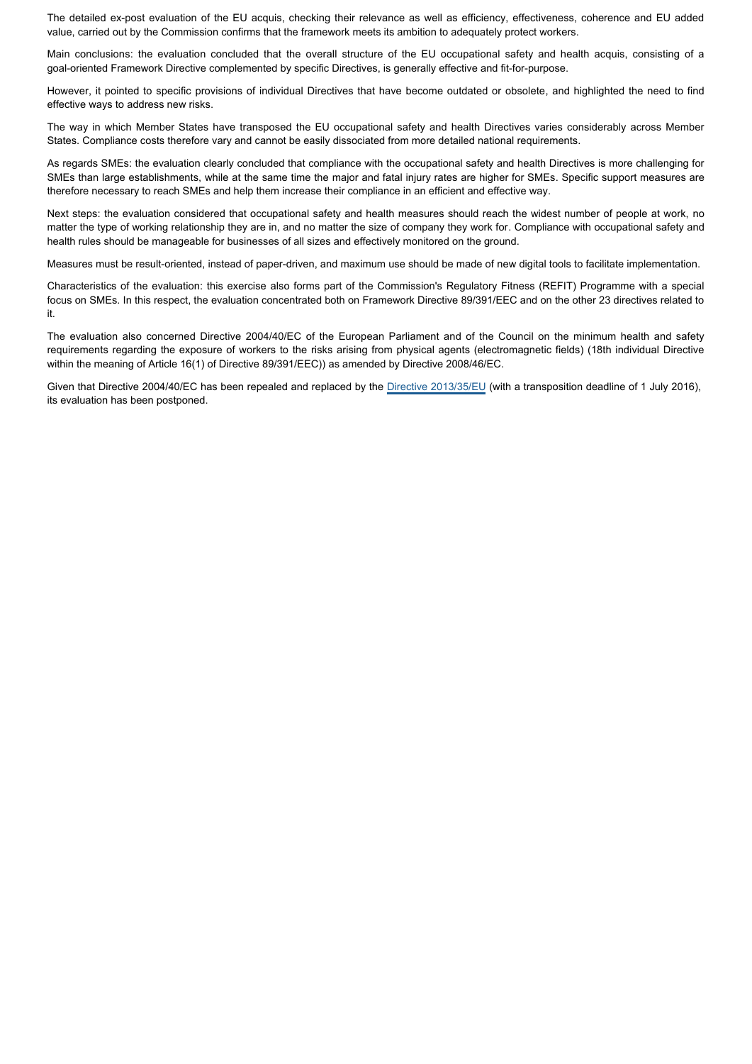The detailed ex-post evaluation of the EU acquis, checking their relevance as well as efficiency, effectiveness, coherence and EU added value, carried out by the Commission confirms that the framework meets its ambition to adequately protect workers.

Main conclusions: the evaluation concluded that the overall structure of the EU occupational safety and health acquis, consisting of a goal-oriented Framework Directive complemented by specific Directives, is generally effective and fit-for-purpose.

However, it pointed to specific provisions of individual Directives that have become outdated or obsolete, and highlighted the need to find effective ways to address new risks.

The way in which Member States have transposed the EU occupational safety and health Directives varies considerably across Member States. Compliance costs therefore vary and cannot be easily dissociated from more detailed national requirements.

As regards SMEs: the evaluation clearly concluded that compliance with the occupational safety and health Directives is more challenging for SMEs than large establishments, while at the same time the major and fatal injury rates are higher for SMEs. Specific support measures are therefore necessary to reach SMEs and help them increase their compliance in an efficient and effective way.

Next steps: the evaluation considered that occupational safety and health measures should reach the widest number of people at work, no matter the type of working relationship they are in, and no matter the size of company they work for. Compliance with occupational safety and health rules should be manageable for businesses of all sizes and effectively monitored on the ground.

Measures must be result-oriented, instead of paper-driven, and maximum use should be made of new digital tools to facilitate implementation.

Characteristics of the evaluation: this exercise also forms part of the Commission's Regulatory Fitness (REFIT) Programme with a special focus on SMEs. In this respect, the evaluation concentrated both on Framework Directive 89/391/EEC and on the other 23 directives related to it.

The evaluation also concerned Directive 2004/40/EC of the European Parliament and of the Council on the minimum health and safety requirements regarding the exposure of workers to the risks arising from physical agents (electromagnetic fields) (18th individual Directive within the meaning of Article 16(1) of Directive 89/391/EEC)) as amended by Directive 2008/46/EC.

Given that Directive 2004/40/EC has been repealed and replaced by the Directive 2013/35/EU (with a transposition deadline of 1 July 2016), its evaluation has been postponed.